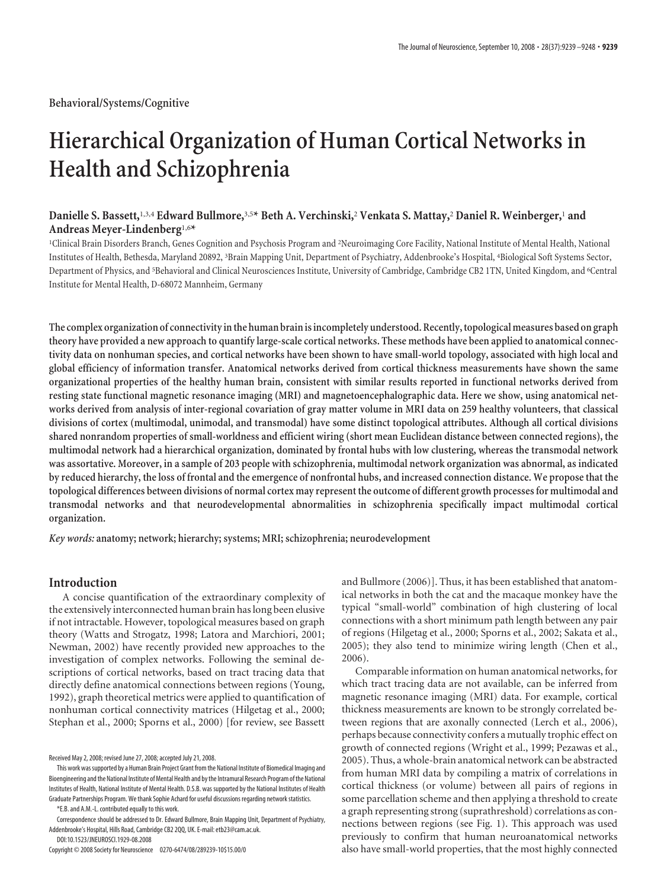Behavioral/Systems/Cognitive

# Hierarchical Organization of Human Cortical Networks in Health and Schizophrenia

**Danielle S. Bassett,[1,3,4] Edward Bullmore,[3,5*] Beth A. Verchinski,[2] Venkata S. Mattay,[2] Daniel R. Weinberger,[1] and Andreas Meyer-Lindenberg[1,6*]**

[1]Clinical Brain Disorders Branch, Genes Cognition and Psychosis Program and [2]Neuroimaging Core Facility, National Institute of Mental Health, National Institutes of Health, Bethesda, Maryland 20892, [3]Brain Mapping Unit, Department of Psychiatry, Addenbrooke's Hospital, [4]Biological Soft Systems Sector, Department of Physics, and [5]Behavioral and Clinical Neurosciences Institute, University of Cambridge, Cambridge CB2 1TN, United Kingdom, and [6]Central Institute for Mental Health, D-68072 Mannheim, Germany

**The complex organization of connectivity in the human brain is incompletely understood. Recently, topological measures based on graph theory have provided a new approach to quantify large-scale cortical networks. These methods have been applied to anatomical connectivity data on nonhuman species, and cortical networks have been shown to have small-world topology, associated with high local and global efficiency of information transfer. Anatomical networks derived from cortical thickness measurements have shown the same organizational properties of the healthy human brain, consistent with similar results reported in functional networks derived from resting state functional magnetic resonance imaging (MRI) and magnetoencephalographic data. Here we show, using anatomical networks derived from analysis of inter-regional covariation of gray matter volume in MRI data on 259 healthy volunteers, that classical divisions of cortex (multimodal, unimodal, and transmodal) have some distinct topological attributes. Although all cortical divisions shared nonrandom properties of small-worldness and efficient wiring (short mean Euclidean distance between connected regions), the multimodal network had a hierarchical organization, dominated by frontal hubs with low clustering, whereas the transmodal network was assortative. Moreover, in a sample of 203 people with schizophrenia, multimodal network organization was abnormal, as indicated by reduced hierarchy, the loss of frontal and the emergence of nonfrontal hubs, and increased connection distance. We propose that the topological differences between divisions of normal cortex may represent the outcome of different growth processes for multimodal and transmodal networks and that neurodevelopmental abnormalities in schizophrenia specifically impact multimodal cortical organization.**

*Key words:* **anatomy; network; hierarchy; systems; MRI; schizophrenia; neurodevelopment**

## Introduction

A concise quantification of the extraordinary complexity of the extensively interconnected human brain has long been elusive if not intractable. However, topological measures based on graph theory (Watts and Strogatz, 1998; Latora and Marchiori, 2001; Newman, 2002) have recently provided new approaches to the investigation of complex networks. Following the seminal descriptions of cortical networks, based on tract tracing data that directly define anatomical connections between regions (Young, 1992), graph theoretical metrics were applied to quantification of nonhuman cortical connectivity matrices (Hilgetag et al., 2000; Stephan et al., 2000; Sporns et al., 2000) [for review, see Bassett and Bullmore (2006)]. Thus, it has been established that anatomical networks in both the cat and the macaque monkey have the typical "small-world" combination of high clustering of local connections with a short minimum path length between any pair of regions (Hilgetag et al., 2000; Sporns et al., 2002; Sakata et al., 2005); they also tend to minimize wiring length (Chen et al., 2006).

Comparable information on human anatomical networks, for which tract tracing data are not available, can be inferred from magnetic resonance imaging (MRI) data. For example, cortical thickness measurements are known to be strongly correlated between regions that are axonally connected (Lerch et al., 2006), perhaps because connectivity confers a mutually trophic effect on growth of connected regions (Wright et al., 1999; Pezawas et al., 2005). Thus, a whole-brain anatomical network can be abstracted from human MRI data by compiling a matrix of correlations in cortical thickness (or volume) between all pairs of regions in some parcellation scheme and then applying a threshold to create a graph representing strong (suprathreshold) correlations as connections between regions (see Fig. 1). This approach was used previously to confirm that human neuroanatomical networks also have small-world properties, that the most highly connected

Received May 2, 2008; revised June 27, 2008; accepted July 21, 2008.

This work was supported by a Human Brain Project Grant from the National Institute of Biomedical Imaging and Bioengineering and the National Institute of Mental Health and by the Intramural Research Program of the National Institutes of Health, National Institute of Mental Health. D.S.B. was supported by the National Institutes of Health Graduate Partnerships Program. We thank Sophie Achard for useful discussions regarding network statistics.

*E.B. and A.M.-L. contributed equally to this work.

Correspondence should be addressed to Dr. Edward Bullmore, Brain Mapping Unit, Department of Psychiatry, Addenbrooke's Hospital, Hills Road, Cambridge CB2 2QQ, UK. E-mail: etb23@cam.ac.uk.

DOI:10.1523/JNEUROSCI.1929-08.2008

Copyright © 2008 Society for Neuroscience 0270-6474/08/289239-10$15.00/0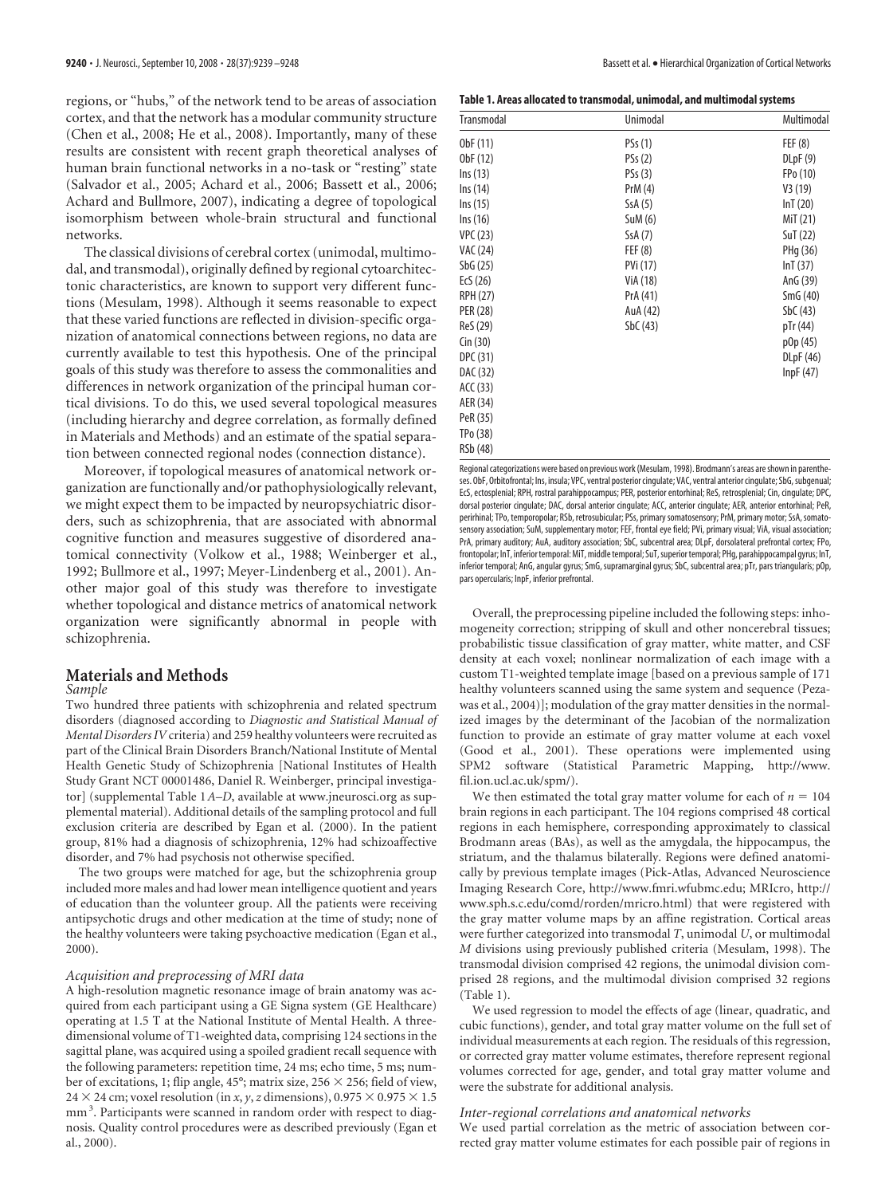regions, or "hubs," of the network tend to be areas of association cortex, and that the network has a modular community structure (Chen et al., 2008; He et al., 2008). Importantly, many of these results are consistent with recent graph theoretical analyses of human brain functional networks in a no-task or "resting" state (Salvador et al., 2005; Achard et al., 2006; Bassett et al., 2006; Achard and Bullmore, 2007), indicating a degree of topological isomorphism between whole-brain structural and functional networks.

The classical divisions of cerebral cortex (unimodal, multimodal, and transmodal), originally defined by regional cytoarchitectonic characteristics, are known to support very different functions (Mesulam, 1998). Although it seems reasonable to expect that these varied functions are reflected in division-specific organization of anatomical connections between regions, no data are currently available to test this hypothesis. One of the principal goals of this study was therefore to assess the commonalities and differences in network organization of the principal human cortical divisions. To do this, we used several topological measures (including hierarchy and degree correlation, as formally defined in Materials and Methods) and an estimate of the spatial separation between connected regional nodes (connection distance).

Moreover, if topological measures of anatomical network organization are functionally and/or pathophysiologically relevant, we might expect them to be impacted by neuropsychiatric disorders, such as schizophrenia, that are associated with abnormal cognitive function and measures suggestive of disordered anatomical connectivity (Volkow et al., 1988; Weinberger et al., 1992; Bullmore et al., 1997; Meyer-Lindenberg et al., 2001). Another major goal of this study was therefore to investigate whether topological and distance metrics of anatomical network organization were significantly abnormal in people with schizophrenia.

## Materials and Methods

### Sample

Two hundred three patients with schizophrenia and related spectrum disorders (diagnosed according to *Diagnostic and Statistical Manual of Mental Disorders IV* criteria) and 259 healthy volunteers were recruited as part of the Clinical Brain Disorders Branch/National Institute of Mental Health Genetic Study of Schizophrenia [National Institutes of Health Study Grant NCT 00001486, Daniel R. Weinberger, principal investigator] (supplemental Table 1 *A–D*, available at www.jneurosci.org as supplemental material). Additional details of the sampling protocol and full exclusion criteria are described by Egan et al. (2000). In the patient group, 81% had a diagnosis of schizophrenia, 12% had schizoaffective disorder, and 7% had psychosis not otherwise specified.

The two groups were matched for age, but the schizophrenia group included more males and had lower mean intelligence quotient and years of education than the volunteer group. All the patients were receiving antipsychotic drugs and other medication at the time of study; none of the healthy volunteers were taking psychoactive medication (Egan et al., 2000).

### Acquisition and preprocessing of MRI data

A high-resolution magnetic resonance image of brain anatomy was acquired from each participant using a GE Signa system (GE Healthcare) operating at 1.5 T at the National Institute of Mental Health. A three-dimensional volume of T1-weighted data, comprising 124 sections in the sagittal plane, was acquired using a spoiled gradient recall sequence with the following parameters: repetition time, 24 ms; echo time, 5 ms; number of excitations, 1; flip angle, 45°; matrix size, $256 \times 256$; field of view, $24 \times 24$ cm; voxel resolution (in *x*, *y*, *z* dimensions), $0.975 \times 0.975 \times 1.5$ mm$^3$. Participants were scanned in random order with respect to diagnosis. Quality control procedures were as described previously (Egan et al., 2000).

**Table 1. Areas allocated to transmodal, unimodal, and multimodal systems**

| Transmodal | Unimodal | Multimodal |
|---|---|---|
| ObF (11) | PSs (1) | FEF (8) |
| ObF (12) | PSs (2) | DLpF (9) |
| Ins (13) | PSs (3) | FPo (10) |
| Ins (14) | PrM (4) | V3 (19) |
| Ins (15) | SsA (5) | InT (20) |
| Ins (16) | SuM (6) | MiT (21) |
| VPC (23) | SsA (7) | SuT (22) |
| VAC (24) | FEF (8) | PHg (36) |
| SbG (25) | PVi (17) | InT (37) |
| EcS (26) | ViA (18) | AnG (39) |
| RPH (27) | PrA (41) | SmG (40) |
| PER (28) | AuA (42) | SbC (43) |
| ReS (29) | SbC (43) | pTr (44) |
| Cin (30) | | pOp (45) |
| DPC (31) | | DLpF (46) |
| DAC (32) | | InpF (47) |
| ACC (33) | | |
| AER (34) | | |
| PeR (35) | | |
| TPo (38) | | |
| RSb (48) | | |

Regional categorizations were based on previous work (Mesulam, 1998). Brodmann's areas are shown in parentheses. ObF, Orbitofrontal; Ins, insula; VPC, ventral posterior cingulate; VAC, ventral anterior cingulate; SbG, subgenual; EcS, ectosplenial; RPH, rostral parahippocampus; PER, posterior entorhinal; ReS, retrosplenial; Cin, cingulate; DPC, dorsal posterior cingulate; DAC, dorsal anterior cingulate; ACC, anterior cingulate; AER, anterior entorhinal; PeR, perirhinal; TPo, temporopolar; RSb, retrosubicular; PSs, primary somatosensory; PrM, primary motor; SsA, somatosensory association; SuM, supplementary motor; FEF, frontal eye field; PVi, primary visual; ViA, visual association; PrA, primary auditory; AuA, auditory association; SbC, subcentral area; DLpF, dorsolateral prefrontal cortex; FPo, frontopolar; InT, inferior temporal: MiT, middle temporal; SuT, superior temporal; PHg, parahippocampal gyrus; InT, inferior temporal; AnG, angular gyrus; SmG, supramarginal gyrus; SbC, subcentral area; pTr, pars triangularis; pOp, pars opercularis; InpF, inferior prefrontal.

Overall, the preprocessing pipeline included the following steps: inhomogeneity correction; stripping of skull and other noncerebral tissues; probabilistic tissue classification of gray matter, white matter, and CSF density at each voxel; nonlinear normalization of each image with a custom T1-weighted template image [based on a previous sample of 171 healthy volunteers scanned using the same system and sequence (Pezawas et al., 2004)]; modulation of the gray matter densities in the normalized images by the determinant of the Jacobian of the normalization function to provide an estimate of gray matter volume at each voxel (Good et al., 2001). These operations were implemented using SPM2 software (Statistical Parametric Mapping, http://www.fil.ion.ucl.ac.uk/spm/).

We then estimated the total gray matter volume for each of $n = 104$ brain regions in each participant. The 104 regions comprised 48 cortical regions in each hemisphere, corresponding approximately to classical Brodmann areas (BAs), as well as the amygdala, the hippocampus, the striatum, and the thalamus bilaterally. Regions were defined anatomically by previous template images (Pick-Atlas, Advanced Neuroscience Imaging Research Core, http://www.fmri.wfubmc.edu; MRIcro, http://www.sph.s.c.edu/comd/rorden/mricro.html) that were registered with the gray matter volume maps by an affine registration. Cortical areas were further categorized into transmodal *T*, unimodal *U*, or multimodal *M* divisions using previously published criteria (Mesulam, 1998). The transmodal division comprised 42 regions, the unimodal division comprised 28 regions, and the multimodal division comprised 32 regions (Table 1).

We used regression to model the effects of age (linear, quadratic, and cubic functions), gender, and total gray matter volume on the full set of individual measurements at each region. The residuals of this regression, or corrected gray matter volume estimates, therefore represent regional volumes corrected for age, gender, and total gray matter volume and were the substrate for additional analysis.

### Inter-regional correlations and anatomical networks

We used partial correlation as the metric of association between corrected gray matter volume estimates for each possible pair of regions in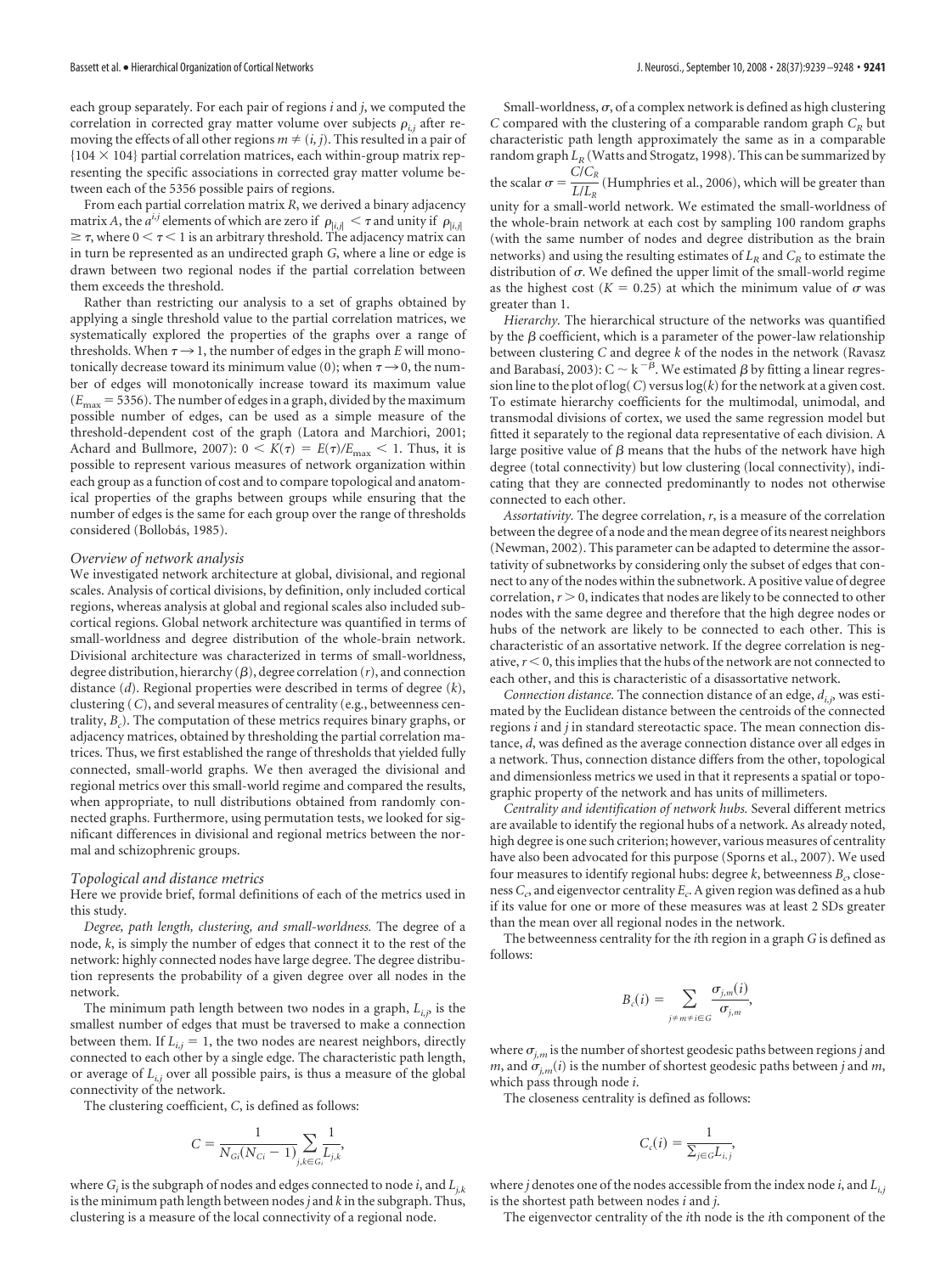each group separately. For each pair of regions $i$ and $j$, we computed the correlation in corrected gray matter volume over subjects $\rho_{i,j}$ after removing the effects of all other regions $m \neq (i, j)$. This resulted in a pair of $\{104 \times 104\}$ partial correlation matrices, each within-group matrix representing the specific associations in corrected gray matter volume between each of the 5356 possible pairs of regions.

From each partial correlation matrix $R$, we derived a binary adjacency matrix $A$, the $a^{i,j}$ elements of which are zero if $\rho_{|i,j|} < \tau$ and unity if $\rho_{|i,j|} \geq \tau$, where $0 < \tau < 1$ is an arbitrary threshold. The adjacency matrix can in turn be represented as an undirected graph $G$, where a line or edge is drawn between two regional nodes if the partial correlation between them exceeds the threshold.

Rather than restricting our analysis to a set of graphs obtained by applying a single threshold value to the partial correlation matrices, we systematically explored the properties of the graphs over a range of thresholds. When $\tau \rightarrow 1$, the number of edges in the graph $E$ will monotonically decrease toward its minimum value (0); when $\tau \rightarrow 0$, the number of edges will monotonically increase toward its maximum value ($E_{max} = 5356$). The number of edges in a graph, divided by the maximum possible number of edges, can be used as a simple measure of the threshold-dependent cost of the graph (Latora and Marchiori, 2001; Achard and Bullmore, 2007): $0 < K(\tau) = E(\tau)/E_{max} < 1$. Thus, it is possible to represent various measures of network organization within each group as a function of cost and to compare topological and anatomical properties of the graphs between groups while ensuring that the number of edges is the same for each group over the range of thresholds considered (Bollobás, 1985).

### Overview of network analysis

We investigated network architecture at global, divisional, and regional scales. Analysis of cortical divisions, by definition, only included cortical regions, whereas analysis at global and regional scales also included subcortical regions. Global network architecture was quantified in terms of small-worldness and degree distribution of the whole-brain network. Divisional architecture was characterized in terms of small-worldness, degree distribution, hierarchy ($\beta$), degree correlation ($r$), and connection distance ($d$). Regional properties were described in terms of degree ($k$), clustering ($C$), and several measures of centrality (e.g., betweenness centrality, $B_c$). The computation of these metrics requires binary graphs, or adjacency matrices, obtained by thresholding the partial correlation matrices. Thus, we first established the range of thresholds that yielded fully connected, small-world graphs. We then averaged the divisional and regional metrics over this small-world regime and compared the results, when appropriate, to null distributions obtained from randomly connected graphs. Furthermore, using permutation tests, we looked for significant differences in divisional and regional metrics between the normal and schizophrenic groups.

### Topological and distance metrics

Here we provide brief, formal definitions of each of the metrics used in this study.

*Degree, path length, clustering, and small-worldness.* The degree of a node, $k$, is simply the number of edges that connect it to the rest of the network: highly connected nodes have large degree. The degree distribution represents the probability of a given degree over all nodes in the network.

The minimum path length between two nodes in a graph, $L_{i,j}$, is the smallest number of edges that must be traversed to make a connection between them. If $L_{i,j} = 1$, the two nodes are nearest neighbors, directly connected to each other by a single edge. The characteristic path length, or average of $L_{i,j}$ over all possible pairs, is thus a measure of the global connectivity of the network.

The clustering coefficient, $C$, is defined as follows:

$$C = \frac{1}{N_{Gi}(N_{Ci} - 1)} \sum_{j,k \in G_i} \frac{1}{L_{j,k}},$$

where $G_i$ is the subgraph of nodes and edges connected to node $i$, and $L_{j,k}$ is the minimum path length between nodes $j$ and $k$ in the subgraph. Thus, clustering is a measure of the local connectivity of a regional node.

Small-worldness, $\sigma$, of a complex network is defined as high clustering $C$ compared with the clustering of a comparable random graph $C_R$ but characteristic path length approximately the same as in a comparable random graph $L_R$ (Watts and Strogatz, 1998). This can be summarized by the scalar $\sigma = \frac{C/C_R}{L/L_R}$ (Humphries et al., 2006), which will be greater than unity for a small-world network. We estimated the small-worldness of the whole-brain network at each cost by sampling 100 random graphs (with the same number of nodes and degree distribution as the brain networks) and using the resulting estimates of $L_R$ and $C_R$ to estimate the distribution of $\sigma$. We defined the upper limit of the small-world regime as the highest cost ($K = 0.25$) at which the minimum value of $\sigma$ was greater than 1.

*Hierarchy.* The hierarchical structure of the networks was quantified by the $\beta$ coefficient, which is a parameter of the power-law relationship between clustering $C$ and degree $k$ of the nodes in the network (Ravasz and Barabasí, 2003): $C \sim k^{-\beta}$. We estimated $\beta$ by fitting a linear regression line to the plot of $\log(C)$ versus $\log(k)$ for the network at a given cost. To estimate hierarchy coefficients for the multimodal, unimodal, and transmodal divisions of cortex, we used the same regression model but fitted it separately to the regional data representative of each division. A large positive value of $\beta$ means that the hubs of the network have high degree (total connectivity) but low clustering (local connectivity), indicating that they are connected predominantly to nodes not otherwise connected to each other.

*Assortativity.* The degree correlation, $r$, is a measure of the correlation between the degree of a node and the mean degree of its nearest neighbors (Newman, 2002). This parameter can be adapted to determine the assortativity of subnetworks by considering only the subset of edges that connect to any of the nodes within the subnetwork. A positive value of degree correlation, $r > 0$, indicates that nodes are likely to be connected to other nodes with the same degree and therefore that the high degree nodes or hubs of the network are likely to be connected to each other. This is characteristic of an assortative network. If the degree correlation is negative, $r < 0$, this implies that the hubs of the network are not connected to each other, and this is characteristic of a disassortative network.

*Connection distance.* The connection distance of an edge, $d_{i,j}$, was estimated by the Euclidean distance between the centroids of the connected regions $i$ and $j$ in standard stereotactic space. The mean connection distance, $d$, was defined as the average connection distance over all edges in a network. Thus, connection distance differs from the other, topological and dimensionless metrics we used in that it represents a spatial or topographic property of the network and has units of millimeters.

*Centrality and identification of network hubs.* Several different metrics are available to identify the regional hubs of a network. As already noted, high degree is one such criterion; however, various measures of centrality have also been advocated for this purpose (Sporns et al., 2007). We used four measures to identify regional hubs: degree $k$, betweenness $B_c$, closeness $C_c$, and eigenvector centrality $E_c$. A given region was defined as a hub if its value for one or more of these measures was at least 2 SDs greater than the mean over all regional nodes in the network.

The betweenness centrality for the $i$th region in a graph $G$ is defined as follows:

$$B_c(i) = \sum_{j \neq m \neq i \in G} \frac{\sigma_{j,m}(i)}{\sigma_{j,m}},$$

where $\sigma_{j,m}$ is the number of shortest geodesic paths between regions $j$ and $m$, and $\sigma_{j,m}(i)$ is the number of shortest geodesic paths between $j$ and $m$, which pass through node $i$.

The closeness centrality is defined as follows:

$$C_c(i) = \frac{1}{\sum_{j \in G} L_{i,j}},$$

where $j$ denotes one of the nodes accessible from the index node $i$, and $L_{i,j}$ is the shortest path between nodes $i$ and $j$.

The eigenvector centrality of the $i$th node is the $i$th component of the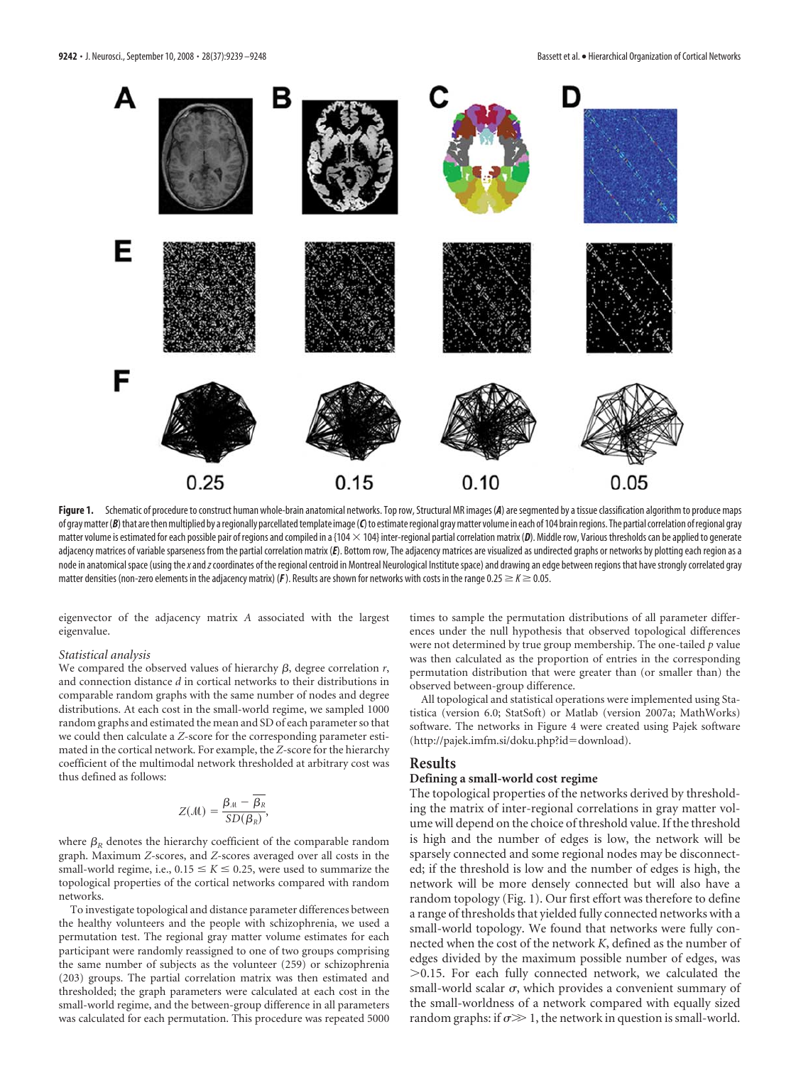**Figure 1.** Schematic of procedure to construct human whole-brain anatomical networks. Top row, Structural MR images (***A***) are segmented by a tissue classification algorithm to produce maps of gray matter (***B***) that are then multiplied by a regionally parcellated template image (***C***) to estimate regional gray matter volume in each of 104 brain regions. The partial correlation of regional gray matter volume is estimated for each possible pair of regions and compiled in a {104 × 104} inter-regional partial correlation matrix (***D***). Middle row, Various thresholds can be applied to generate adjacency matrices of variable sparseness from the partial correlation matrix (***E***). Bottom row, The adjacency matrices are visualized as undirected graphs or networks by plotting each region as a node in anatomical space (using the *x* and *z* coordinates of the regional centroid in Montreal Neurological Institute space) and drawing an edge between regions that have strongly correlated gray matter densities (non-zero elements in the adjacency matrix) (***F***). Results are shown for networks with costs in the range $0.25 \geq K \geq 0.05$.

eigenvector of the adjacency matrix $A$ associated with the largest eigenvalue.

*Statistical analysis*

We compared the observed values of hierarchy $\beta$, degree correlation $r$, and connection distance $d$ in cortical networks to their distributions in comparable random graphs with the same number of nodes and degree distributions. At each cost in the small-world regime, we sampled 1000 random graphs and estimated the mean and SD of each parameter so that we could then calculate a $Z$-score for the corresponding parameter estimated in the cortical network. For example, the $Z$-score for the hierarchy coefficient of the multimodal network thresholded at arbitrary cost was thus defined as follows:

$$Z(\mathcal{M}) = \frac{\beta_{\mathcal{M}} - \overline{\beta_R}}{SD(\beta_R)},$$

where $\beta_R$ denotes the hierarchy coefficient of the comparable random graph. Maximum $Z$-scores, and $Z$-scores averaged over all costs in the small-world regime, i.e., $0.15 \leq K \leq 0.25$, were used to summarize the topological properties of the cortical networks compared with random networks.

To investigate topological and distance parameter differences between the healthy volunteers and the people with schizophrenia, we used a permutation test. The regional gray matter volume estimates for each participant were randomly reassigned to one of two groups comprising the same number of subjects as the volunteer (259) or schizophrenia (203) groups. The partial correlation matrix was then estimated and thresholded; the graph parameters were calculated at each cost in the small-world regime, and the between-group difference in all parameters was calculated for each permutation. This procedure was repeated 5000 times to sample the permutation distributions of all parameter differences under the null hypothesis that observed topological differences were not determined by true group membership. The one-tailed $p$ value was then calculated as the proportion of entries in the corresponding permutation distribution that were greater than (or smaller than) the observed between-group difference.

All topological and statistical operations were implemented using Statistica (version 6.0; StatSoft) or Matlab (version 2007a; MathWorks) software. The networks in Figure 4 were created using Pajek software (http://pajek.imfm.si/doku.php?id=download).

## Results

### Defining a small-world cost regime

The topological properties of the networks derived by thresholding the matrix of inter-regional correlations in gray matter volume will depend on the choice of threshold value. If the threshold is high and the number of edges is low, the network will be sparsely connected and some regional nodes may be disconnected; if the threshold is low and the number of edges is high, the network will be more densely connected but will also have a random topology (Fig. 1). Our first effort was therefore to define a range of thresholds that yielded fully connected networks with a small-world topology. We found that networks were fully connected when the cost of the network $K$, defined as the number of edges divided by the maximum possible number of edges, was $>0.15$. For each fully connected network, we calculated the small-world scalar $\sigma$, which provides a convenient summary of the small-worldness of a network compared with equally sized random graphs: if $\sigma \gg 1$, the network in question is small-world.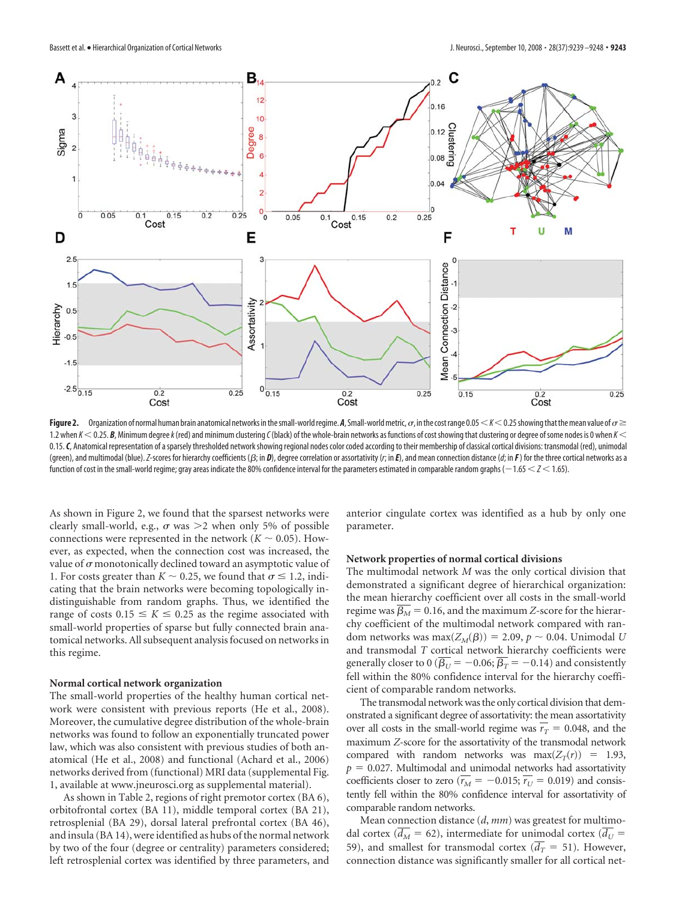**Figure 2.** Organization of normal human brain anatomical networks in the small-world regime. ***A***, Small-world metric, $\sigma$, in the cost range $0.05 < K < 0.25$ showing that the mean value of $\sigma \geq 1.2$ when $K < 0.25$. ***B***, Minimum degree $k$ (red) and minimum clustering $C$ (black) of the whole-brain networks as functions of cost showing that clustering or degree of some nodes is 0 when $K < 0.15$. ***C***, Anatomical representation of a sparsely thresholded network showing regional nodes color coded according to their membership of classical cortical divisions: transmodal (red), unimodal (green), and multimodal (blue). $Z$-scores for hierarchy coefficients ($\beta$; in ***D***), degree correlation or assortativity ($r$; in ***E***), and mean connection distance ($d$; in ***F***) for the three cortical networks as a function of cost in the small-world regime; gray areas indicate the 80% confidence interval for the parameters estimated in comparable random graphs ($-1.65 < Z < 1.65$).

As shown in Figure 2, we found that the sparsest networks were clearly small-world, e.g., $\sigma$ was $>2$ when only 5% of possible connections were represented in the network ($K \sim 0.05$). However, as expected, when the connection cost was increased, the value of $\sigma$ monotonically declined toward an asymptotic value of 1. For costs greater than $K \sim 0.25$, we found that $\sigma \leq 1.2$, indicating that the brain networks were becoming topologically indistinguishable from random graphs. Thus, we identified the range of costs $0.15 \leq K \leq 0.25$ as the regime associated with small-world properties of sparse but fully connected brain anatomical networks. All subsequent analysis focused on networks in this regime.

### Normal cortical network organization

The small-world properties of the healthy human cortical network were consistent with previous reports (He et al., 2008). Moreover, the cumulative degree distribution of the whole-brain networks was found to follow an exponentially truncated power law, which was also consistent with previous studies of both anatomical (He et al., 2008) and functional (Achard et al., 2006) networks derived from (functional) MRI data (supplemental Fig. 1, available at www.jneurosci.org as supplemental material).

As shown in Table 2, regions of right premotor cortex (BA 6), orbitofrontal cortex (BA 11), middle temporal cortex (BA 21), retrosplenial (BA 29), dorsal lateral prefrontal cortex (BA 46), and insula (BA 14), were identified as hubs of the normal network by two of the four (degree or centrality) parameters considered; left retrosplenial cortex was identified by three parameters, and anterior cingulate cortex was identified as a hub by only one parameter.

### Network properties of normal cortical divisions

The multimodal network $M$ was the only cortical division that demonstrated a significant degree of hierarchical organization: the mean hierarchy coefficient over all costs in the small-world regime was $\overline{\beta_M} = 0.16$, and the maximum $Z$-score for the hierarchy coefficient of the multimodal network compared with random networks was $\max(Z_M(\beta)) = 2.09$, $p \sim 0.04$. Unimodal $U$ and transmodal $T$ cortical network hierarchy coefficients were generally closer to 0 ($\overline{\beta_U} = -0.06$; $\overline{\beta_T} = -0.14$) and consistently fell within the 80% confidence interval for the hierarchy coefficient of comparable random networks.

The transmodal network was the only cortical division that demonstrated a significant degree of assortativity: the mean assortativity over all costs in the small-world regime was $\overline{r_T} = 0.048$, and the maximum $Z$-score for the assortativity of the transmodal network compared with random networks was $\max(Z_T(r)) = 1.93$, $p = 0.027$. Multimodal and unimodal networks had assortativity coefficients closer to zero ($\overline{r_M} = -0.015$; $\overline{r_U} = 0.019$) and consistently fell within the 80% confidence interval for assortativity of comparable random networks.

Mean connection distance ($d$, $mm$) was greatest for multimodal cortex ($\overline{d_M} = 62$), intermediate for unimodal cortex ($\overline{d_U} = 59$), and smallest for transmodal cortex ($\overline{d_T} = 51$). However, connection distance was significantly smaller for all cortical net-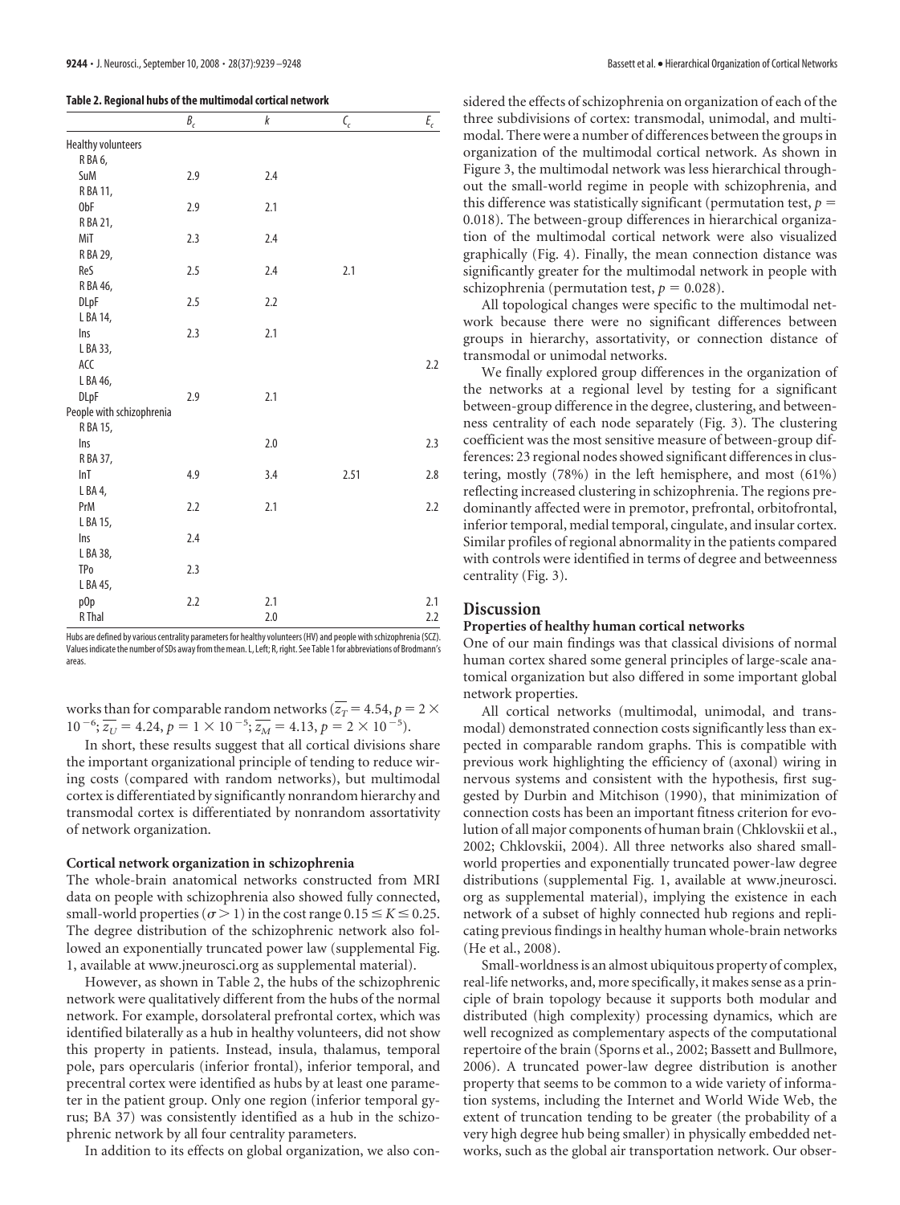**Table 2. Regional hubs of the multimodal cortical network**

| | $B_c$ | $k$ | $C_c$ | $E_c$ |
|---|---|---|---|---|
| Healthy volunteers | | | | |
| R BA 6, SuM | 2.9 | 2.4 | | |
| R BA 11, ObF | 2.9 | 2.1 | | |
| R BA 21, MiT | 2.3 | 2.4 | | |
| R BA 29, ReS | 2.5 | 2.4 | 2.1 | |
| R BA 46, DLpF | 2.5 | 2.2 | | |
| L BA 14, Ins | 2.3 | 2.1 | | |
| L BA 33, ACC | | | | 2.2 |
| L BA 46, DLpF | 2.9 | 2.1 | | |
| People with schizophrenia | | | | |
| R BA 15, Ins | | 2.0 | | 2.3 |
| R BA 37, InT | 4.9 | 3.4 | 2.51 | 2.8 |
| L BA 4, PrM | 2.2 | 2.1 | | 2.2 |
| L BA 15, Ins | 2.4 | | | |
| L BA 38, TPo | 2.3 | | | |
| L BA 45, pOp | 2.2 | 2.1 | | 2.1 |
| R Thal | | 2.0 | | 2.2 |

Hubs are defined by various centrality parameters for healthy volunteers (HV) and people with schizophrenia (SCZ). Values indicate the number of SDs away from the mean. L, Left; R, right. See Table 1 for abbreviations of Brodmann's areas.

works than for comparable random networks ($\overline{z_T} = 4.54$, $p = 2 \times 10^{-6}$; $\overline{z_U} = 4.24$, $p = 1 \times 10^{-5}$; $\overline{z_M} = 4.13$, $p = 2 \times 10^{-5}$).

In short, these results suggest that all cortical divisions share the important organizational principle of tending to reduce wiring costs (compared with random networks), but multimodal cortex is differentiated by significantly nonrandom hierarchy and transmodal cortex is differentiated by nonrandom assortativity of network organization.

### Cortical network organization in schizophrenia

The whole-brain anatomical networks constructed from MRI data on people with schizophrenia also showed fully connected, small-world properties ($\sigma > 1$) in the cost range $0.15 \leq K \leq 0.25$. The degree distribution of the schizophrenic network also followed an exponentially truncated power law (supplemental Fig. 1, available at www.jneurosci.org as supplemental material).

However, as shown in Table 2, the hubs of the schizophrenic network were qualitatively different from the hubs of the normal network. For example, dorsolateral prefrontal cortex, which was identified bilaterally as a hub in healthy volunteers, did not show this property in patients. Instead, insula, thalamus, temporal pole, pars opercularis (inferior frontal), inferior temporal, and precentral cortex were identified as hubs by at least one parameter in the patient group. Only one region (inferior temporal gyrus; BA 37) was consistently identified as a hub in the schizophrenic network by all four centrality parameters.

In addition to its effects on global organization, we also considered the effects of schizophrenia on organization of each of the three subdivisions of cortex: transmodal, unimodal, and multimodal. There were a number of differences between the groups in organization of the multimodal cortical network. As shown in Figure 3, the multimodal network was less hierarchical throughout the small-world regime in people with schizophrenia, and this difference was statistically significant (permutation test, $p = 0.018$). The between-group differences in hierarchical organization of the multimodal cortical network were also visualized graphically (Fig. 4). Finally, the mean connection distance was significantly greater for the multimodal network in people with schizophrenia (permutation test, $p = 0.028$).

All topological changes were specific to the multimodal network because there were no significant differences between groups in hierarchy, assortativity, or connection distance of transmodal or unimodal networks.

We finally explored group differences in the organization of the networks at a regional level by testing for a significant between-group difference in the degree, clustering, and betweenness centrality of each node separately (Fig. 3). The clustering coefficient was the most sensitive measure of between-group differences: 23 regional nodes showed significant differences in clustering, mostly (78%) in the left hemisphere, and most (61%) reflecting increased clustering in schizophrenia. The regions predominantly affected were in premotor, prefrontal, orbitofrontal, inferior temporal, medial temporal, cingulate, and insular cortex. Similar profiles of regional abnormality in the patients compared with controls were identified in terms of degree and betweenness centrality (Fig. 3).

## Discussion

### Properties of healthy human cortical networks

One of our main findings was that classical divisions of normal human cortex shared some general principles of large-scale anatomical organization but also differed in some important global network properties.

All cortical networks (multimodal, unimodal, and transmodal) demonstrated connection costs significantly less than expected in comparable random graphs. This is compatible with previous work highlighting the efficiency of (axonal) wiring in nervous systems and consistent with the hypothesis, first suggested by Durbin and Mitchison (1990), that minimization of connection costs has been an important fitness criterion for evolution of all major components of human brain (Chklovskii et al., 2002; Chklovskii, 2004). All three networks also shared small-world properties and exponentially truncated power-law degree distributions (supplemental Fig. 1, available at www.jneurosci.org as supplemental material), implying the existence in each network of a subset of highly connected hub regions and replicating previous findings in healthy human whole-brain networks (He et al., 2008).

Small-worldness is an almost ubiquitous property of complex, real-life networks, and, more specifically, it makes sense as a principle of brain topology because it supports both modular and distributed (high complexity) processing dynamics, which are well recognized as complementary aspects of the computational repertoire of the brain (Sporns et al., 2002; Bassett and Bullmore, 2006). A truncated power-law degree distribution is another property that seems to be common to a wide variety of information systems, including the Internet and World Wide Web, the extent of truncation tending to be greater (the probability of a very high degree hub being smaller) in physically embedded networks, such as the global air transportation network. Our obser-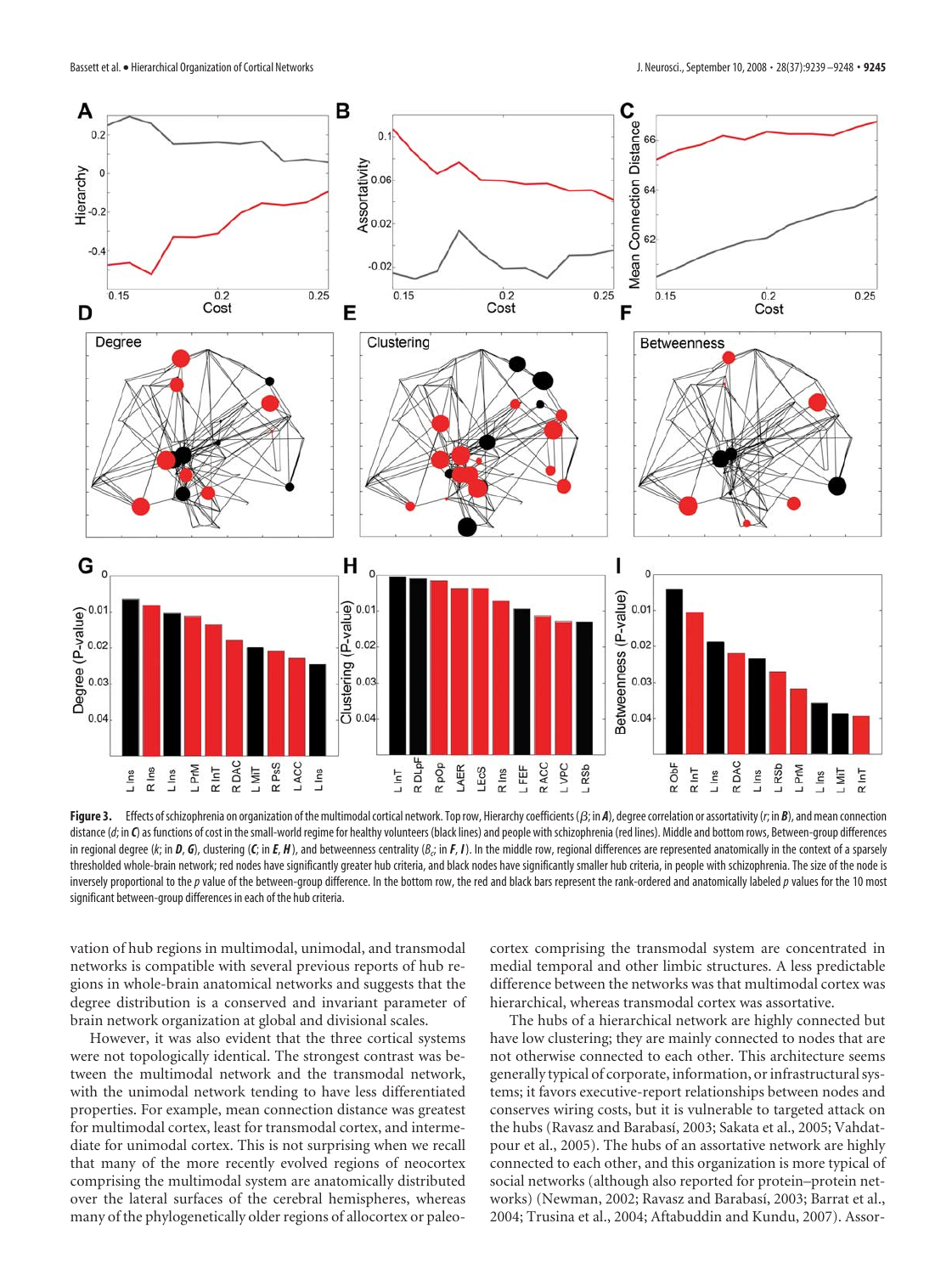**Figure 3.** Effects of schizophrenia on organization of the multimodal cortical network. Top row, Hierarchy coefficients ($\beta$; in **A**), degree correlation or assortativity ($r$; in **B**), and mean connection distance ($d$; in **C**) as functions of cost in the small-world regime for healthy volunteers (black lines) and people with schizophrenia (red lines). Middle and bottom rows, Between-group differences in regional degree ($k$; in **D**, **G**), clustering ($C$; in **E**, **H**), and betweenness centrality ($B_c$; in **F**, **I**). In the middle row, regional differences are represented anatomically in the context of a sparsely thresholded whole-brain network; red nodes have significantly greater hub criteria, and black nodes have significantly smaller hub criteria, in people with schizophrenia. The size of the node is inversely proportional to the $p$ value of the between-group difference. In the bottom row, the red and black bars represent the rank-ordered and anatomically labeled $p$ values for the 10 most significant between-group differences in each of the hub criteria.

vation of hub regions in multimodal, unimodal, and transmodal networks is compatible with several previous reports of hub regions in whole-brain anatomical networks and suggests that the degree distribution is a conserved and invariant parameter of brain network organization at global and divisional scales.

However, it was also evident that the three cortical systems were not topologically identical. The strongest contrast was between the multimodal network and the transmodal network, with the unimodal network tending to have less differentiated properties. For example, mean connection distance was greatest for multimodal cortex, least for transmodal cortex, and intermediate for unimodal cortex. This is not surprising when we recall that many of the more recently evolved regions of neocortex comprising the multimodal system are anatomically distributed over the lateral surfaces of the cerebral hemispheres, whereas many of the phylogenetically older regions of allocortex or paleocortex comprising the transmodal system are concentrated in medial temporal and other limbic structures. A less predictable difference between the networks was that multimodal cortex was hierarchical, whereas transmodal cortex was assortative.

The hubs of a hierarchical network are highly connected but have low clustering; they are mainly connected to nodes that are not otherwise connected to each other. This architecture seems generally typical of corporate, information, or infrastructural systems; it favors executive-report relationships between nodes and conserves wiring costs, but it is vulnerable to targeted attack on the hubs (Ravasz and Barabási, 2003; Sakata et al., 2005; Vahdatpour et al., 2005). The hubs of an assortative network are highly connected to each other, and this organization is more typical of social networks (although also reported for protein–protein networks) (Newman, 2002; Ravasz and Barabási, 2003; Barrat et al., 2004; Trusina et al., 2004; Aftabuddin and Kundu, 2007). Assor-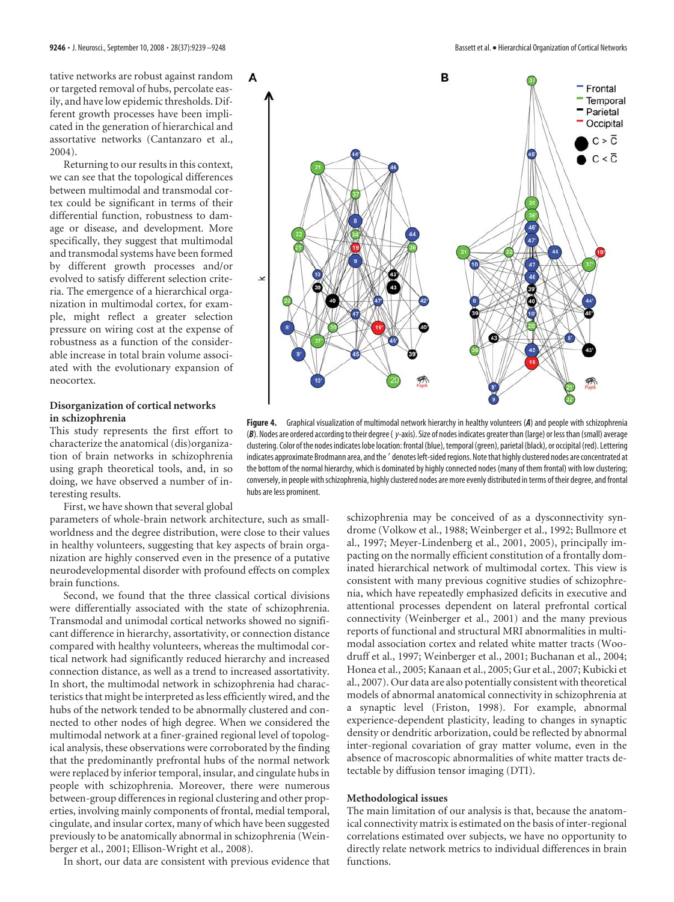tative networks are robust against random or targeted removal of hubs, percolate easily, and have low epidemic thresholds. Different growth processes have been implicated in the generation of hierarchical and assortative networks (Cantanzaro et al., 2004).

Returning to our results in this context, we can see that the topological differences between multimodal and transmodal cortex could be significant in terms of their differential function, robustness to damage or disease, and development. More specifically, they suggest that multimodal and transmodal systems have been formed by different growth processes and/or evolved to satisfy different selection criteria. The emergence of a hierarchical organization in multimodal cortex, for example, might reflect a greater selection pressure on wiring cost at the expense of robustness as a function of the considerable increase in total brain volume associated with the evolutionary expansion of neocortex.

**Figure 4.** Graphical visualization of multimodal network hierarchy in healthy volunteers (***A***) and people with schizophrenia (***B***). Nodes are ordered according to their degree (*y*-axis). Size of nodes indicates greater than (large) or less than (small) average clustering. Color of the nodes indicates lobe location: frontal (blue), temporal (green), parietal (black), or occipital (red). Lettering indicates approximate Brodmann area, and the ′ denotes left-sided regions. Note that highly clustered nodes are concentrated at the bottom of the normal hierarchy, which is dominated by highly connected nodes (many of them frontal) with low clustering; conversely, in people with schizophrenia, highly clustered nodes are more evenly distributed in terms of their degree, and frontal hubs are less prominent.

### Disorganization of cortical networks in schizophrenia

This study represents the first effort to characterize the anatomical (dis)organization of brain networks in schizophrenia using graph theoretical tools, and, in so doing, we have observed a number of interesting results.

First, we have shown that several global parameters of whole-brain network architecture, such as small-worldness and the degree distribution, were close to their values in healthy volunteers, suggesting that key aspects of brain organization are highly conserved even in the presence of a putative neurodevelopmental disorder with profound effects on complex brain functions.

Second, we found that the three classical cortical divisions were differentially associated with the state of schizophrenia. Transmodal and unimodal cortical networks showed no significant difference in hierarchy, assortativity, or connection distance compared with healthy volunteers, whereas the multimodal cortical network had significantly reduced hierarchy and increased connection distance, as well as a trend to increased assortativity. In short, the multimodal network in schizophrenia had characteristics that might be interpreted as less efficiently wired, and the hubs of the network tended to be abnormally clustered and connected to other nodes of high degree. When we considered the multimodal network at a finer-grained regional level of topological analysis, these observations were corroborated by the finding that the predominantly prefrontal hubs of the normal network were replaced by inferior temporal, insular, and cingulate hubs in people with schizophrenia. Moreover, there were numerous between-group differences in regional clustering and other properties, involving mainly components of frontal, medial temporal, cingulate, and insular cortex, many of which have been suggested previously to be anatomically abnormal in schizophrenia (Weinberger et al., 2001; Ellison-Wright et al., 2008).

In short, our data are consistent with previous evidence that schizophrenia may be conceived of as a dysconnectivity syndrome (Volkow et al., 1988; Weinberger et al., 1992; Bullmore et al., 1997; Meyer-Lindenberg et al., 2001, 2005), principally impacting on the normally efficient constitution of a frontally dominated hierarchical network of multimodal cortex. This view is consistent with many previous cognitive studies of schizophrenia, which have repeatedly emphasized deficits in executive and attentional processes dependent on lateral prefrontal cortical connectivity (Weinberger et al., 2001) and the many previous reports of functional and structural MRI abnormalities in multimodal association cortex and related white matter tracts (Woodruff et al., 1997; Weinberger et al., 2001; Buchanan et al., 2004; Honea et al., 2005; Kanaan et al., 2005; Gur et al., 2007; Kubicki et al., 2007). Our data are also potentially consistent with theoretical models of abnormal anatomical connectivity in schizophrenia at a synaptic level (Friston, 1998). For example, abnormal experience-dependent plasticity, leading to changes in synaptic density or dendritic arborization, could be reflected by abnormal inter-regional covariation of gray matter volume, even in the absence of macroscopic abnormalities of white matter tracts detectable by diffusion tensor imaging (DTI).

### Methodological issues

The main limitation of our analysis is that, because the anatomical connectivity matrix is estimated on the basis of inter-regional correlations estimated over subjects, we have no opportunity to directly relate network metrics to individual differences in brain functions.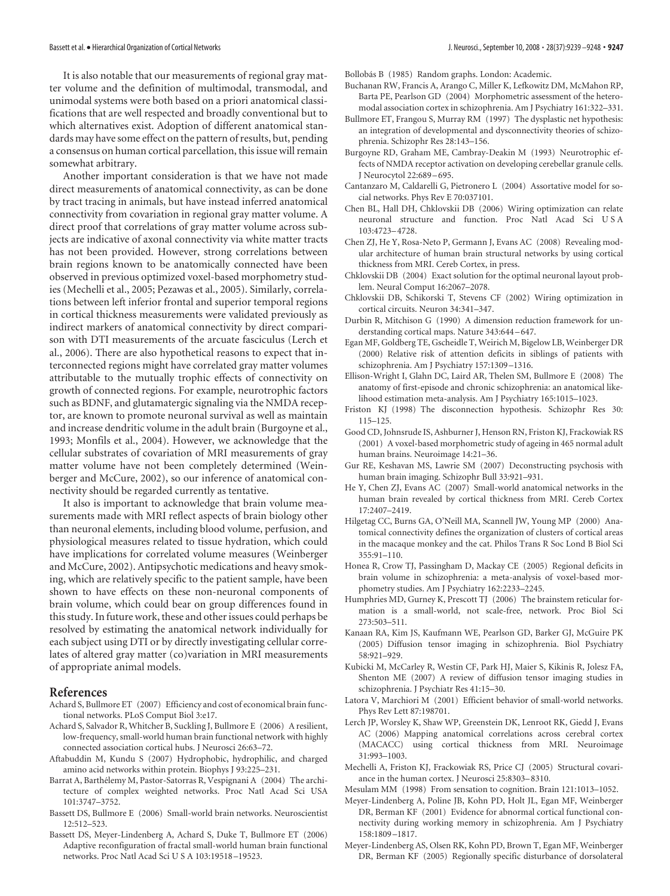It is also notable that our measurements of regional gray matter volume and the definition of multimodal, transmodal, and unimodal systems were both based on a priori anatomical classifications that are well respected and broadly conventional but to which alternatives exist. Adoption of different anatomical standards may have some effect on the pattern of results, but, pending a consensus on human cortical parcellation, this issue will remain somewhat arbitrary.

Another important consideration is that we have not made direct measurements of anatomical connectivity, as can be done by tract tracing in animals, but have instead inferred anatomical connectivity from covariation in regional gray matter volume. A direct proof that correlations of gray matter volume across subjects are indicative of axonal connectivity via white matter tracts has not been provided. However, strong correlations between brain regions known to be anatomically connected have been observed in previous optimized voxel-based morphometry studies (Mechelli et al., 2005; Pezawas et al., 2005). Similarly, correlations between left inferior frontal and superior temporal regions in cortical thickness measurements were validated previously as indirect markers of anatomical connectivity by direct comparison with DTI measurements of the arcuate fasciculus (Lerch et al., 2006). There are also hypothetical reasons to expect that interconnected regions might have correlated gray matter volumes attributable to the mutually trophic effects of connectivity on growth of connected regions. For example, neurotrophic factors such as BDNF, and glutamatergic signaling via the NMDA receptor, are known to promote neuronal survival as well as maintain and increase dendritic volume in the adult brain (Burgoyne et al., 1993; Monfils et al., 2004). However, we acknowledge that the cellular substrates of covariation of MRI measurements of gray matter volume have not been completely determined (Weinberger and McCure, 2002), so our inference of anatomical connectivity should be regarded currently as tentative.

It also is important to acknowledge that brain volume measurements made with MRI reflect aspects of brain biology other than neuronal elements, including blood volume, perfusion, and physiological measures related to tissue hydration, which could have implications for correlated volume measures (Weinberger and McCure, 2002). Antipsychotic medications and heavy smoking, which are relatively specific to the patient sample, have been shown to have effects on these non-neuronal components of brain volume, which could bear on group differences found in this study. In future work, these and other issues could perhaps be resolved by estimating the anatomical network individually for each subject using DTI or by directly investigating cellular correlates of altered gray matter (co)variation in MRI measurements of appropriate animal models.

## References

Achard S, Bullmore ET (2007) Efficiency and cost of economical brain functional networks. PLoS Comput Biol 3:e17.

Achard S, Salvador R, Whitcher B, Suckling J, Bullmore E (2006) A resilient, low-frequency, small-world human brain functional network with highly connected association cortical hubs. J Neurosci 26:63–72.

Aftabuddin M, Kundu S (2007) Hydrophobic, hydrophilic, and charged amino acid networks within protein. Biophys J 93:225–231.

Barrat A, Barthélemy M, Pastor-Satorras R, Vespignani A (2004) The architecture of complex weighted networks. Proc Natl Acad Sci USA 101:3747–3752.

Bassett DS, Bullmore E (2006) Small-world brain networks. Neuroscientist 12:512–523.

Bassett DS, Meyer-Lindenberg A, Achard S, Duke T, Bullmore ET (2006) Adaptive reconfiguration of fractal small-world human brain functional networks. Proc Natl Acad Sci U S A 103:19518–19523.

Bollobás B (1985) Random graphs. London: Academic.

Buchanan RW, Francis A, Arango C, Miller K, Lefkowitz DM, McMahon RP, Barta PE, Pearlson GD (2004) Morphometric assessment of the heteromodal association cortex in schizophrenia. Am J Psychiatry 161:322–331.

Bullmore ET, Frangou S, Murray RM (1997) The dysplastic net hypothesis: an integration of developmental and dysconnectivity theories of schizophrenia. Schizophr Res 28:143–156.

Burgoyne RD, Graham ME, Cambray-Deakin M (1993) Neurotrophic effects of NMDA receptor activation on developing cerebellar granule cells. J Neurocytol 22:689–695.

Cantanzaro M, Caldarelli G, Pietronero L (2004) Assortative model for social networks. Phys Rev E 70:037101.

Chen BL, Hall DH, Chklovskii DB (2006) Wiring optimization can relate neuronal structure and function. Proc Natl Acad Sci U S A 103:4723–4728.

Chen ZJ, He Y, Rosa-Neto P, Germann J, Evans AC (2008) Revealing modular architecture of human brain structural networks by using cortical thickness from MRI. Cereb Cortex, in press.

Chklovskii DB (2004) Exact solution for the optimal neuronal layout problem. Neural Comput 16:2067–2078.

Chklovskii DB, Schikorski T, Stevens CF (2002) Wiring optimization in cortical circuits. Neuron 34:341–347.

Durbin R, Mitchison G (1990) A dimension reduction framework for understanding cortical maps. Nature 343:644–647.

Egan MF, Goldberg TE, Gscheidle T, Weirich M, Bigelow LB, Weinberger DR (2000) Relative risk of attention deficits in siblings of patients with schizophrenia. Am J Psychiatry 157:1309–1316.

Ellison-Wright I, Glahn DC, Laird AR, Thelen SM, Bullmore E (2008) The anatomy of first-episode and chronic schizophrenia: an anatomical likelihood estimation meta-analysis. Am J Psychiatry 165:1015–1023.

Friston KJ (1998) The disconnection hypothesis. Schizophr Res 30: 115–125.

Good CD, Johnsrude IS, Ashburner J, Henson RN, Friston KJ, Frackowiak RS (2001) A voxel-based morphometric study of ageing in 465 normal adult human brains. Neuroimage 14:21–36.

Gur RE, Keshavan MS, Lawrie SM (2007) Deconstructing psychosis with human brain imaging. Schizophr Bull 33:921–931.

He Y, Chen ZJ, Evans AC (2007) Small-world anatomical networks in the human brain revealed by cortical thickness from MRI. Cereb Cortex 17:2407–2419.

Hilgetag CC, Burns GA, O'Neill MA, Scannell JW, Young MP (2000) Anatomical connectivity defines the organization of clusters of cortical areas in the macaque monkey and the cat. Philos Trans R Soc Lond B Biol Sci 355:91–110.

Honea R, Crow TJ, Passingham D, Mackay CE (2005) Regional deficits in brain volume in schizophrenia: a meta-analysis of voxel-based morphometry studies. Am J Psychiatry 162:2233–2245.

Humphries MD, Gurney K, Prescott TJ (2006) The brainstem reticular formation is a small-world, not scale-free, network. Proc Biol Sci 273:503–511.

Kanaan RA, Kim JS, Kaufmann WE, Pearlson GD, Barker GJ, McGuire PK (2005) Diffusion tensor imaging in schizophrenia. Biol Psychiatry 58:921–929.

Kubicki M, McCarley R, Westin CF, Park HJ, Maier S, Kikinis R, Jolesz FA, Shenton ME (2007) A review of diffusion tensor imaging studies in schizophrenia. J Psychiatr Res 41:15–30.

Latora V, Marchiori M (2001) Efficient behavior of small-world networks. Phys Rev Lett 87:198701.

Lerch JP, Worsley K, Shaw WP, Greenstein DK, Lenroot RK, Giedd J, Evans AC (2006) Mapping anatomical correlations across cerebral cortex (MACACC) using cortical thickness from MRI. Neuroimage 31:993–1003.

Mechelli A, Friston KJ, Frackowiak RS, Price CJ (2005) Structural covariance in the human cortex. J Neurosci 25:8303–8310.

Mesulam MM (1998) From sensation to cognition. Brain 121:1013–1052.

Meyer-Lindenberg A, Poline JB, Kohn PD, Holt JL, Egan MF, Weinberger DR, Berman KF (2001) Evidence for abnormal cortical functional connectivity during working memory in schizophrenia. Am J Psychiatry 158:1809–1817.

Meyer-Lindenberg AS, Olsen RK, Kohn PD, Brown T, Egan MF, Weinberger DR, Berman KF (2005) Regionally specific disturbance of dorsolateral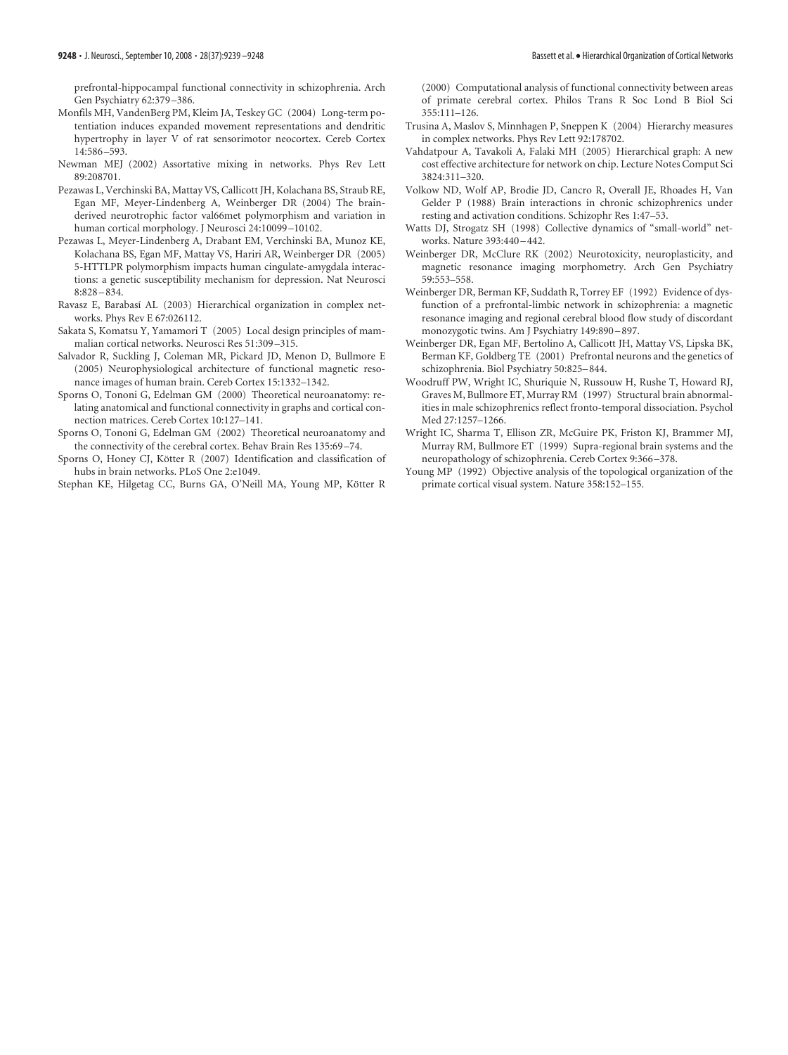prefrontal-hippocampal functional connectivity in schizophrenia. Arch Gen Psychiatry 62:379–386.

Monfils MH, VandenBerg PM, Kleim JA, Teskey GC (2004) Long-term potentiation induces expanded movement representations and dendritic hypertrophy in layer V of rat sensorimotor neocortex. Cereb Cortex 14:586–593.

Newman MEJ (2002) Assortative mixing in networks. Phys Rev Lett 89:208701.

Pezawas L, Verchinski BA, Mattay VS, Callicott JH, Kolachana BS, Straub RE, Egan MF, Meyer-Lindenberg A, Weinberger DR (2004) The brain-derived neurotrophic factor val66met polymorphism and variation in human cortical morphology. J Neurosci 24:10099–10102.

Pezawas L, Meyer-Lindenberg A, Drabant EM, Verchinski BA, Munoz KE, Kolachana BS, Egan MF, Mattay VS, Hariri AR, Weinberger DR (2005) 5-HTTLPR polymorphism impacts human cingulate-amygdala interactions: a genetic susceptibility mechanism for depression. Nat Neurosci 8:828–834.

Ravasz E, Barabasí AL (2003) Hierarchical organization in complex networks. Phys Rev E 67:026112.

Sakata S, Komatsu Y, Yamamori T (2005) Local design principles of mammalian cortical networks. Neurosci Res 51:309–315.

Salvador R, Suckling J, Coleman MR, Pickard JD, Menon D, Bullmore E (2005) Neurophysiological architecture of functional magnetic resonance images of human brain. Cereb Cortex 15:1332–1342.

Sporns O, Tononi G, Edelman GM (2000) Theoretical neuroanatomy: relating anatomical and functional connectivity in graphs and cortical connection matrices. Cereb Cortex 10:127–141.

Sporns O, Tononi G, Edelman GM (2002) Theoretical neuroanatomy and the connectivity of the cerebral cortex. Behav Brain Res 135:69–74.

Sporns O, Honey CJ, Kötter R (2007) Identification and classification of hubs in brain networks. PLoS One 2:e1049.

Stephan KE, Hilgetag CC, Burns GA, O'Neill MA, Young MP, Kötter R (2000) Computational analysis of functional connectivity between areas of primate cerebral cortex. Philos Trans R Soc Lond B Biol Sci 355:111–126.

Trusina A, Maslov S, Minnhagen P, Sneppen K (2004) Hierarchy measures in complex networks. Phys Rev Lett 92:178702.

Vahdatpour A, Tavakoli A, Falaki MH (2005) Hierarchical graph: A new cost effective architecture for network on chip. Lecture Notes Comput Sci 3824:311–320.

Volkow ND, Wolf AP, Brodie JD, Cancro R, Overall JE, Rhoades H, Van Gelder P (1988) Brain interactions in chronic schizophrenics under resting and activation conditions. Schizophr Res 1:47–53.

Watts DJ, Strogatz SH (1998) Collective dynamics of "small-world" networks. Nature 393:440–442.

Weinberger DR, McClure RK (2002) Neurotoxicity, neuroplasticity, and magnetic resonance imaging morphometry. Arch Gen Psychiatry 59:553–558.

Weinberger DR, Berman KF, Suddath R, Torrey EF (1992) Evidence of dysfunction of a prefrontal-limbic network in schizophrenia: a magnetic resonance imaging and regional cerebral blood flow study of discordant monozygotic twins. Am J Psychiatry 149:890–897.

Weinberger DR, Egan MF, Bertolino A, Callicott JH, Mattay VS, Lipska BK, Berman KF, Goldberg TE (2001) Prefrontal neurons and the genetics of schizophrenia. Biol Psychiatry 50:825–844.

Woodruff PW, Wright IC, Shuriquie N, Russouw H, Rushe T, Howard RJ, Graves M, Bullmore ET, Murray RM (1997) Structural brain abnormalities in male schizophrenics reflect fronto-temporal dissociation. Psychol Med 27:1257–1266.

Wright IC, Sharma T, Ellison ZR, McGuire PK, Friston KJ, Brammer MJ, Murray RM, Bullmore ET (1999) Supra-regional brain systems and the neuropathology of schizophrenia. Cereb Cortex 9:366–378.

Young MP (1992) Objective analysis of the topological organization of the primate cortical visual system. Nature 358:152–155.